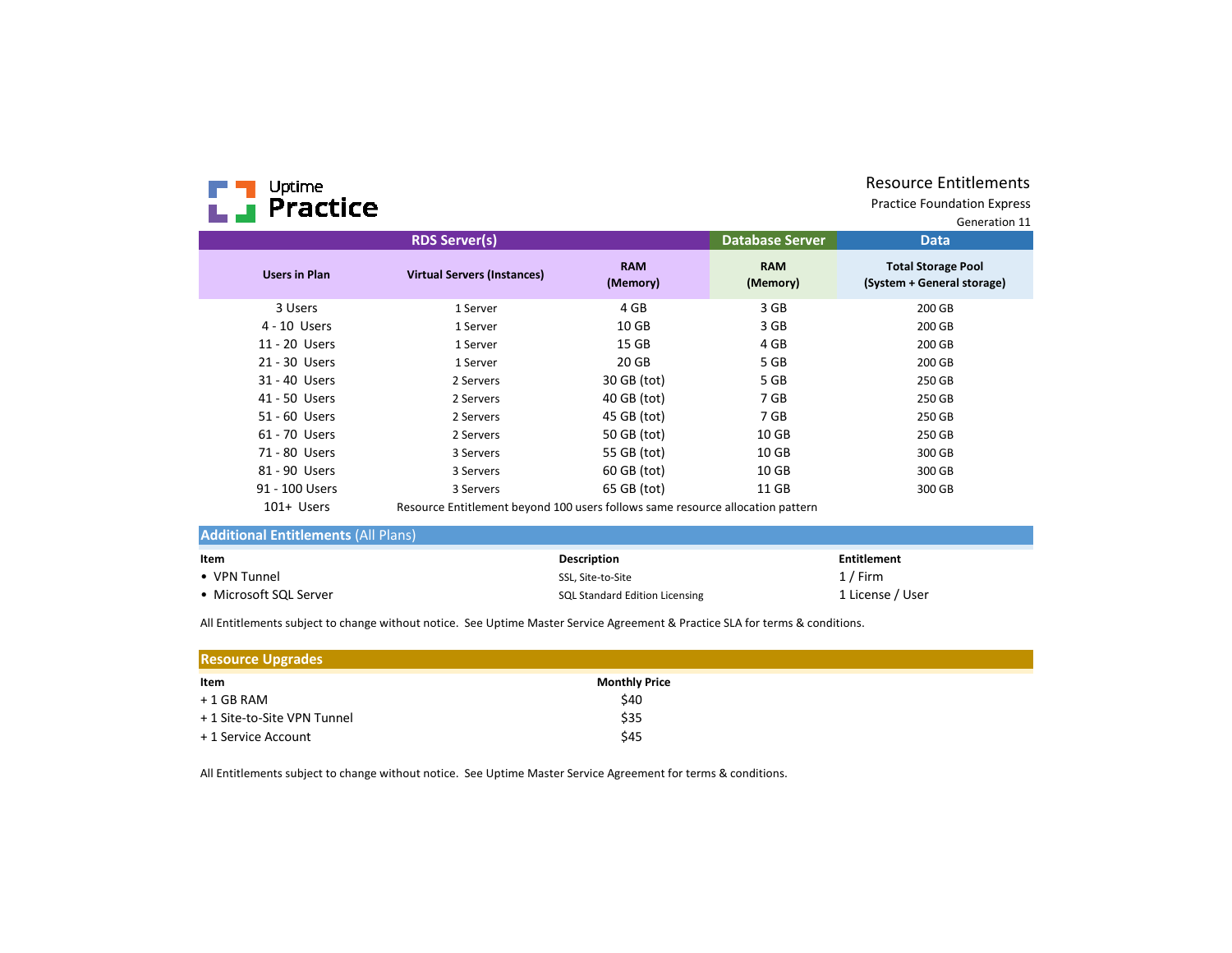Uptime Practice

# Resource Entitlements

Practice Foundation Express

Generation 11

| RDS Server(s) | | | Database Server | Data |
|---|---|---|---|---|
| **Users in Plan** | **Virtual Servers (Instances)** | **RAM (Memory)** | **RAM (Memory)** | **Total Storage Pool (System + General storage)** |
| 3 Users | 1 Server | 4 GB | 3 GB | 200 GB |
| 4 - 10 Users | 1 Server | 10 GB | 3 GB | 200 GB |
| 11 - 20 Users | 1 Server | 15 GB | 4 GB | 200 GB |
| 21 - 30 Users | 1 Server | 20 GB | 5 GB | 200 GB |
| 31 - 40 Users | 2 Servers | 30 GB (tot) | 5 GB | 250 GB |
| 41 - 50 Users | 2 Servers | 40 GB (tot) | 7 GB | 250 GB |
| 51 - 60 Users | 2 Servers | 45 GB (tot) | 7 GB | 250 GB |
| 61 - 70 Users | 2 Servers | 50 GB (tot) | 10 GB | 250 GB |
| 71 - 80 Users | 3 Servers | 55 GB (tot) | 10 GB | 300 GB |
| 81 - 90 Users | 3 Servers | 60 GB (tot) | 10 GB | 300 GB |
| 91 - 100 Users | 3 Servers | 65 GB (tot) | 11 GB | 300 GB |
| 101+ Users | Resource Entitlement beyond 100 users follows same resource allocation pattern | | | |

## Additional Entitlements (All Plans)

| Item | Description | Entitlement |
|---|---|---|
| • VPN Tunnel | SSL, Site-to-Site | 1 / Firm |
| • Microsoft SQL Server | SQL Standard Edition Licensing | 1 License / User |

All Entitlements subject to change without notice. See Uptime Master Service Agreement & Practice SLA for terms & conditions.

## Resource Upgrades

| Item | Monthly Price |
|---|---|
| + 1 GB RAM | $40 |
| + 1 Site-to-Site VPN Tunnel | $35 |
| + 1 Service Account | $45 |

All Entitlements subject to change without notice. See Uptime Master Service Agreement for terms & conditions.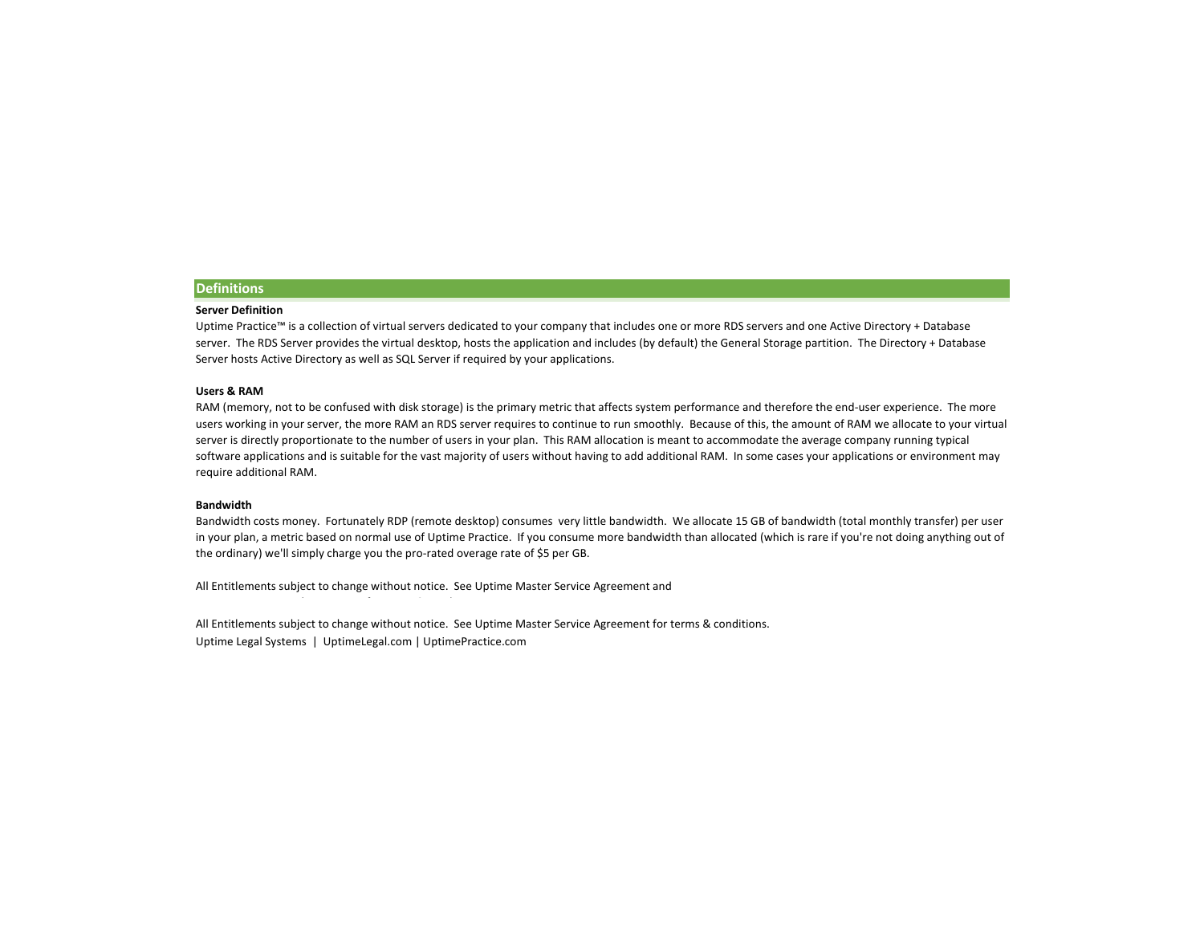## Definitions

**Server Definition**

Uptime Practice™ is a collection of virtual servers dedicated to your company that includes one or more RDS servers and one Active Directory + Database server. The RDS Server provides the virtual desktop, hosts the application and includes (by default) the General Storage partition. The Directory + Database Server hosts Active Directory as well as SQL Server if required by your applications.

**Users & RAM**

RAM (memory, not to be confused with disk storage) is the primary metric that affects system performance and therefore the end-user experience. The more users working in your server, the more RAM an RDS server requires to continue to run smoothly. Because of this, the amount of RAM we allocate to your virtual server is directly proportionate to the number of users in your plan. This RAM allocation is meant to accommodate the average company running typical software applications and is suitable for the vast majority of users without having to add additional RAM. In some cases your applications or environment may require additional RAM.

**Bandwidth**

Bandwidth costs money. Fortunately RDP (remote desktop) consumes very little bandwidth. We allocate 15 GB of bandwidth (total monthly transfer) per user in your plan, a metric based on normal use of Uptime Practice. If you consume more bandwidth than allocated (which is rare if you're not doing anything out of the ordinary) we'll simply charge you the pro-rated overage rate of $5 per GB.

All Entitlements subject to change without notice. See Uptime Master Service Agreement and

All Entitlements subject to change without notice. See Uptime Master Service Agreement for terms & conditions.

Uptime Legal Systems | UptimeLegal.com | UptimePractice.com